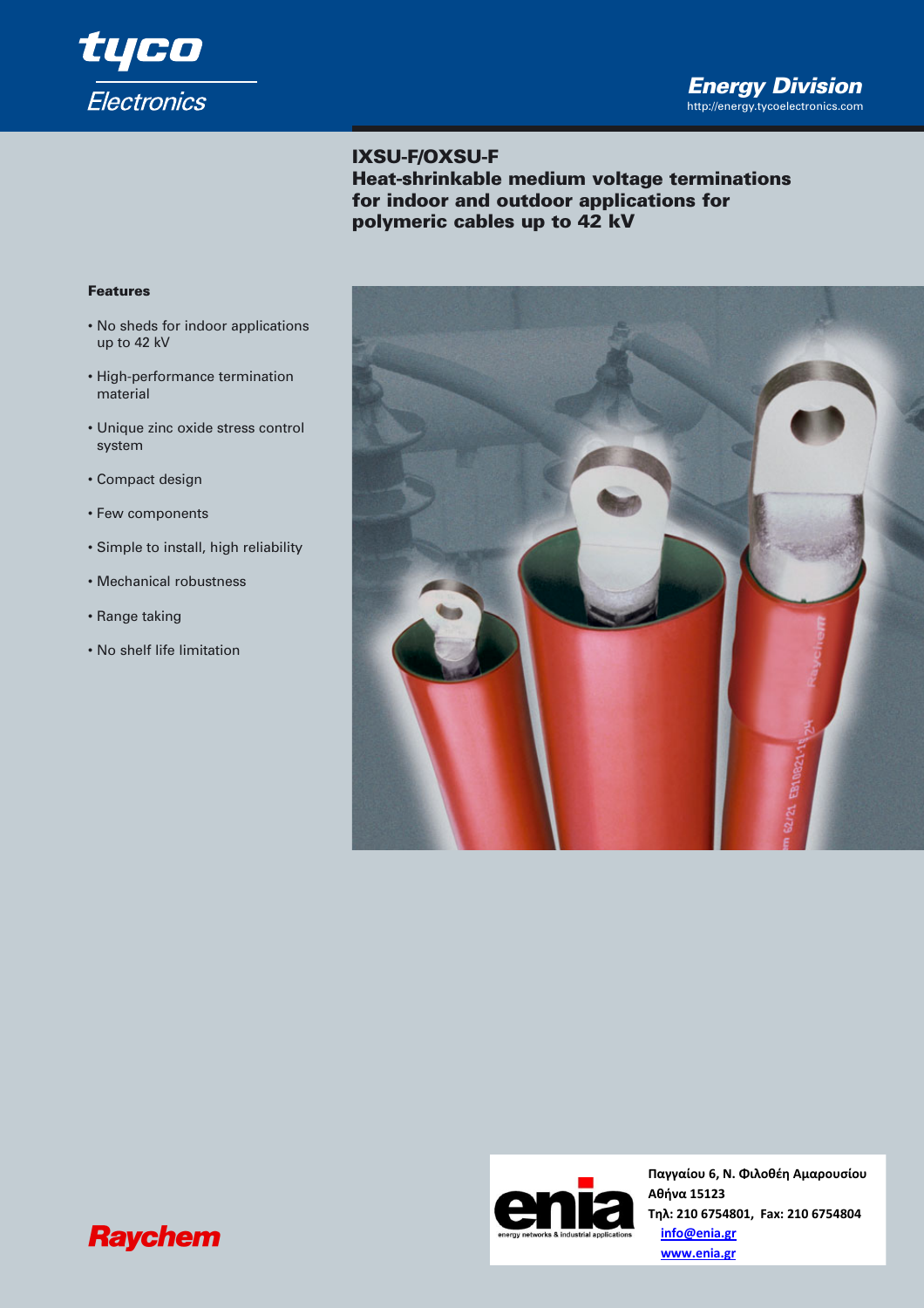tyco Electronics

Energy Division
http://energy.tycoelectronics.com

# IXSU-F/OXSU-F
## Heat-shrinkable medium voltage terminations for indoor and outdoor applications for polymeric cables up to 42 kV

**Features**

- No sheds for indoor applications up to 42 kV
- High-performance termination material
- Unique zinc oxide stress control system
- Compact design
- Few components
- Simple to install, high reliability
- Mechanical robustness
- Range taking
- No shelf life limitation

Raychem

enia
energy networks & industrial applications

**Παγγαίου 6, Ν. Φιλοθέη Αμαρουσίου**
**Αθήνα 15123**
**Τηλ: 210 6754801, Fax: 210 6754804**
**info@enia.gr**
**www.enia.gr**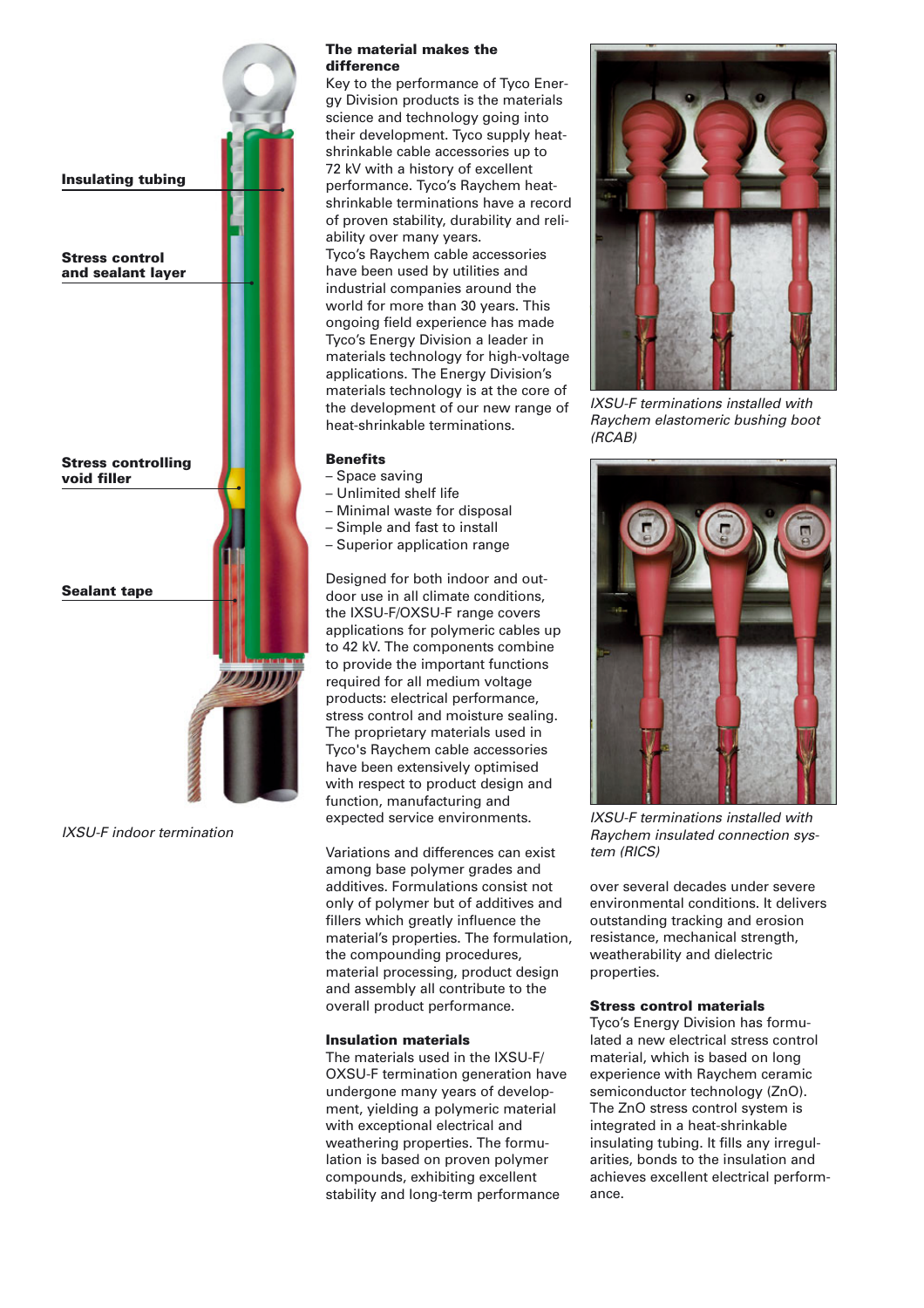Insulating tubing

Stress control and sealant layer

Stress controlling void filler

Sealant tape

*IXSU-F indoor termination*

## The material makes the difference

Key to the performance of Tyco Energy Division products is the materials science and technology going into their development. Tyco supply heat-shrinkable cable accessories up to 72 kV with a history of excellent performance. Tyco's Raychem heat-shrinkable terminations have a record of proven stability, durability and reliability over many years.
Tyco's Raychem cable accessories have been used by utilities and industrial companies around the world for more than 30 years. This ongoing field experience has made Tyco's Energy Division a leader in materials technology for high-voltage applications. The Energy Division's materials technology is at the core of the development of our new range of heat-shrinkable terminations.

## Benefits

- Space saving
- Unlimited shelf life
- Minimal waste for disposal
- Simple and fast to install
- Superior application range

Designed for both indoor and outdoor use in all climate conditions, the IXSU-F/OXSU-F range covers applications for polymeric cables up to 42 kV. The components combine to provide the important functions required for all medium voltage products: electrical performance, stress control and moisture sealing. The proprietary materials used in Tyco's Raychem cable accessories have been extensively optimised with respect to product design and function, manufacturing and expected service environments.

Variations and differences can exist among base polymer grades and additives. Formulations consist not only of polymer but of additives and fillers which greatly influence the material's properties. The formulation, the compounding procedures, material processing, product design and assembly all contribute to the overall product performance.

## Insulation materials

The materials used in the IXSU-F/OXSU-F termination generation have undergone many years of development, yielding a polymeric material with exceptional electrical and weathering properties. The formulation is based on proven polymer compounds, exhibiting excellent stability and long-term performance over several decades under severe environmental conditions. It delivers outstanding tracking and erosion resistance, mechanical strength, weatherability and dielectric properties.

*IXSU-F terminations installed with Raychem elastomeric bushing boot (RCAB)*

*IXSU-F terminations installed with Raychem insulated connection system (RICS)*

## Stress control materials

Tyco's Energy Division has formulated a new electrical stress control material, which is based on long experience with Raychem ceramic semiconductor technology (ZnO). The ZnO stress control system is integrated in a heat-shrinkable insulating tubing. It fills any irregularities, bonds to the insulation and achieves excellent electrical performance.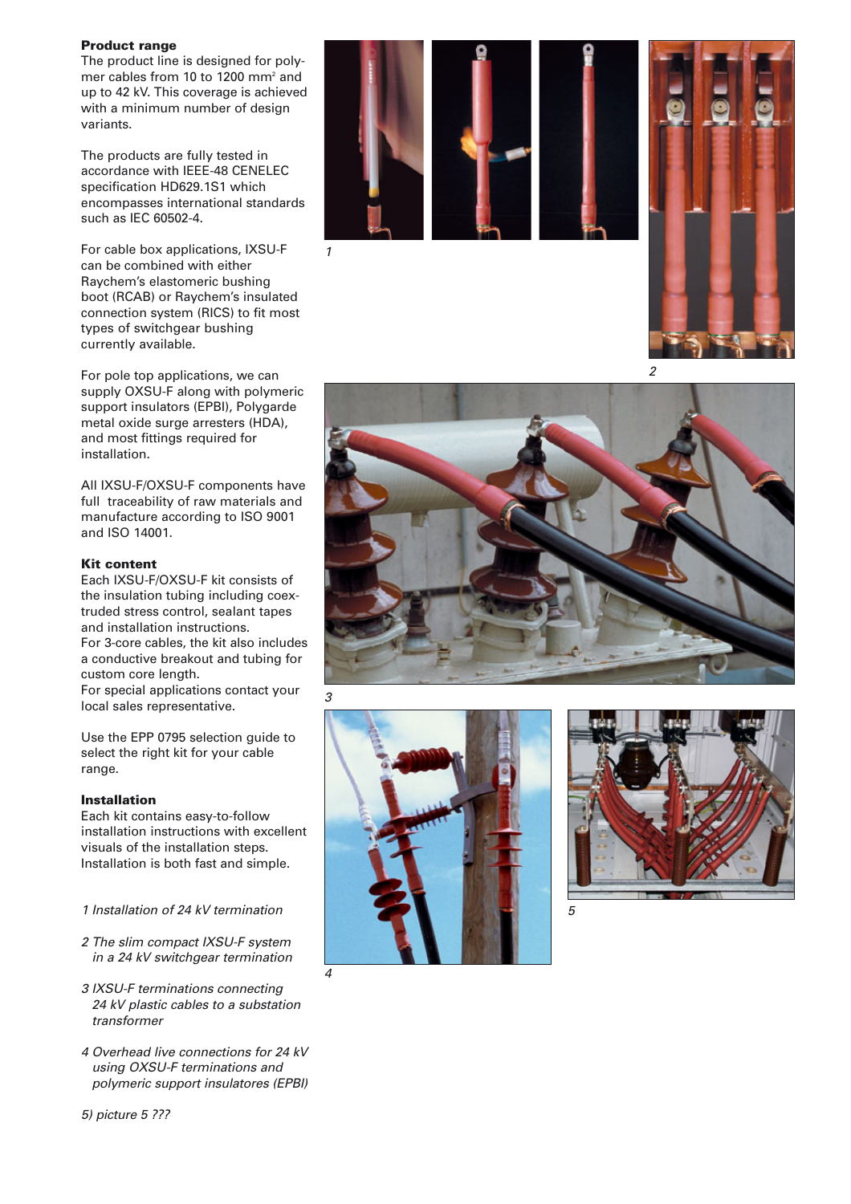**Product range**

The product line is designed for polymer cables from 10 to 1200 mm² and up to 42 kV. This coverage is achieved with a minimum number of design variants.

The products are fully tested in accordance with IEEE-48 CENELEC specification HD629.1S1 which encompasses international standards such as IEC 60502-4.

For cable box applications, IXSU-F can be combined with either Raychem's elastomeric bushing boot (RCAB) or Raychem's insulated connection system (RICS) to fit most types of switchgear bushing currently available.

For pole top applications, we can supply OXSU-F along with polymeric support insulators (EPBI), Polygarde metal oxide surge arresters (HDA), and most fittings required for installation.

All IXSU-F/OXSU-F components have full traceability of raw materials and manufacture according to ISO 9001 and ISO 14001.

**Kit content**

Each IXSU-F/OXSU-F kit consists of the insulation tubing including coextruded stress control, sealant tapes and installation instructions.
For 3-core cables, the kit also includes a conductive breakout and tubing for custom core length.
For special applications contact your local sales representative.

Use the EPP 0795 selection guide to select the right kit for your cable range.

**Installation**

Each kit contains easy-to-follow installation instructions with excellent visuals of the installation steps. Installation is both fast and simple.

*1 Installation of 24 kV termination*

*2 The slim compact IXSU-F system in a 24 kV switchgear termination*

*3 IXSU-F terminations connecting 24 kV plastic cables to a substation transformer*

*4 Overhead live connections for 24 kV using OXSU-F terminations and polymeric support insulatores (EPBI)*

*5) picture 5 ???*

1

2

3

4

5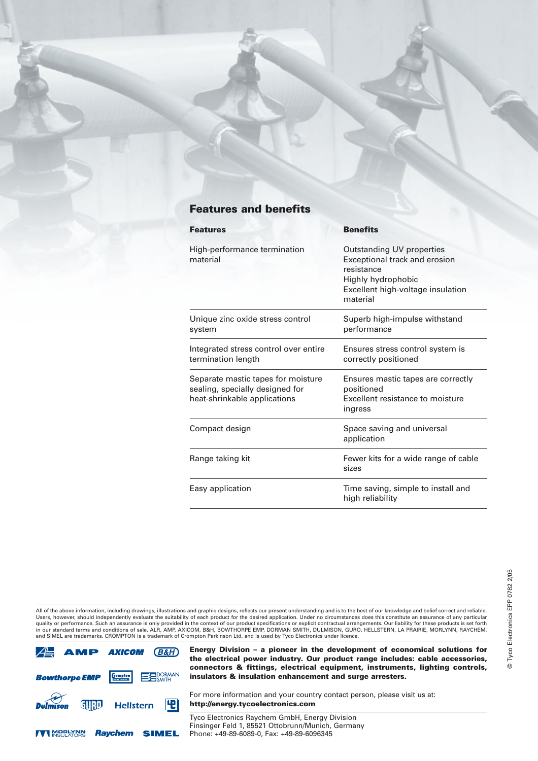## Features and benefits

| Features | Benefits |
|---|---|
| High-performance termination material | Outstanding UV properties<br>Exceptional track and erosion resistance<br>Highly hydrophobic<br>Excellent high-voltage insulation material |
| Unique zinc oxide stress control system | Superb high-impulse withstand performance |
| Integrated stress control over entire termination length | Ensures stress control system is correctly positioned |
| Separate mastic tapes for moisture sealing, specially designed for heat-shrinkable applications | Ensures mastic tapes are correctly positioned<br>Excellent resistance to moisture ingress |
| Compact design | Space saving and universal application |
| Range taking kit | Fewer kits for a wide range of cable sizes |
| Easy application | Time saving, simple to install and high reliability |

All of the above information, including drawings, illustrations and graphic designs, reflects our present understanding and is to the best of our knowledge and belief correct and reliable. Users, however, should independently evaluate the suitability of each product for the desired application. Under no circumstances does this constitute an assurance of any particular quality or performance. Such an assurance is only provided in the context of our product specifications or explicit contractual arrangements. Our liability for these products is set forth in our standard terms and conditions of sale. ALR, AMP, AXICOM, B&H, BOWTHORPE EMP, DORMAN SMITH, DULMISON, GURO, HELLSTERN, LA PRAIRIE, MORLYNN, RAYCHEM, and SIMEL are trademarks. CROMPTON is a trademark of Crompton Parkinson Ltd. and is used by Tyco Electronics under licence.

AMP AXICOM B&H Bowthorpe EMP Crompton DORMAN SMITH Dulmison GURO Hellstern MORLYNN INSULATORS Raychem SIMEL

**Energy Division – a pioneer in the development of economical solutions for the electrical power industry. Our product range includes: cable accessories, connectors & fittings, electrical equipment, instruments, lighting controls, insulators & insulation enhancement and surge arresters.**

For more information and your country contact person, please visit us at:
**http://energy.tycoelectronics.com**

Tyco Electronics Raychem GmbH, Energy Division
Finsinger Feld 1, 85521 Ottobrunn/Munich, Germany
Phone: +49-89-6089-0, Fax: +49-89-6096345

© Tyco Electronics EPP 0782 2/05